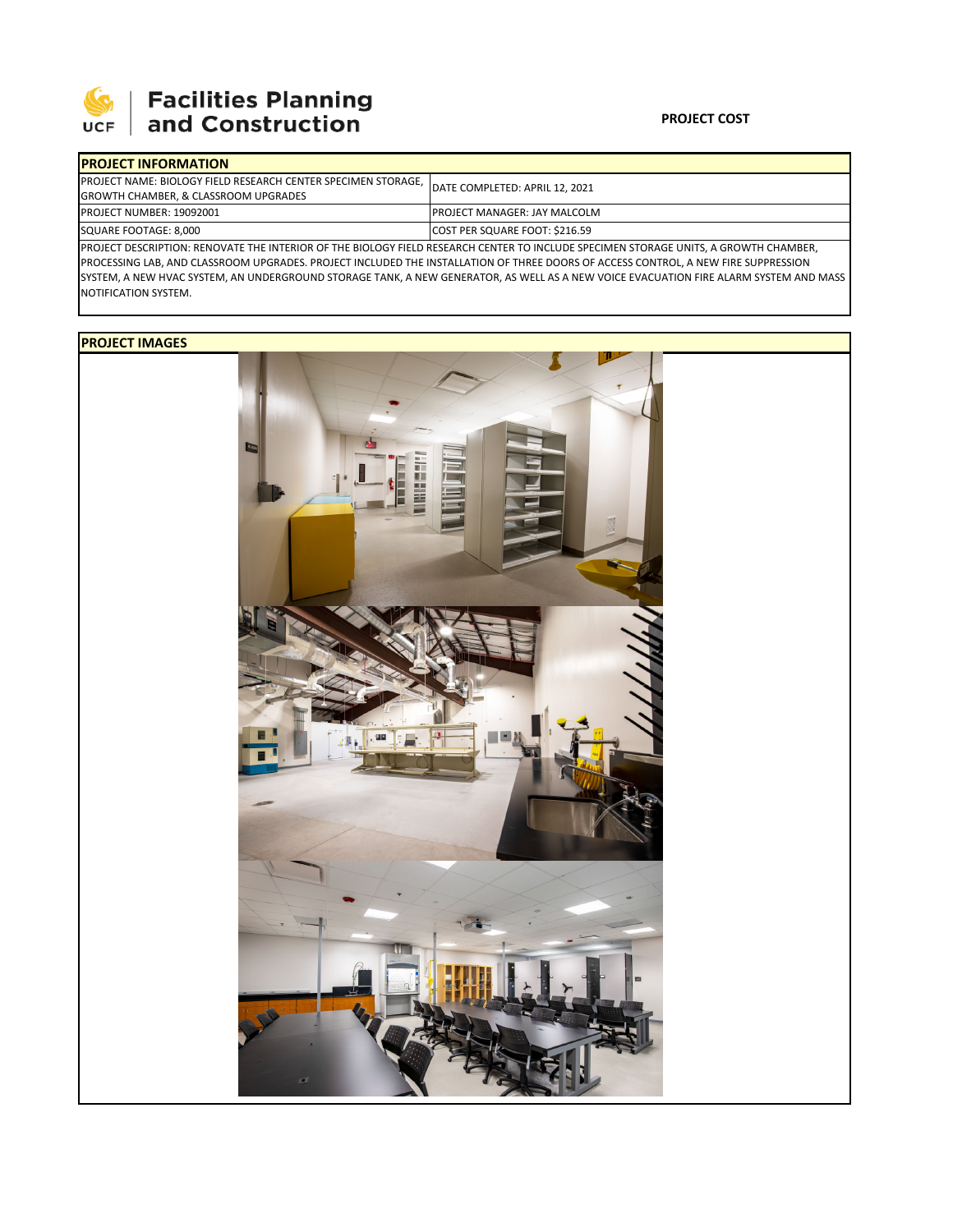Facilities Planning and Construction

**PROJECT COST**

| PROJECT INFORMATION | |
|---|---|
| PROJECT NAME: BIOLOGY FIELD RESEARCH CENTER SPECIMEN STORAGE, GROWTH CHAMBER, & CLASSROOM UPGRADES | DATE COMPLETED: APRIL 12, 2021 |
| PROJECT NUMBER: 19092001 | PROJECT MANAGER: JAY MALCOLM |
| SQUARE FOOTAGE: 8,000 | COST PER SQUARE FOOT: $216.59 |
| PROJECT DESCRIPTION: RENOVATE THE INTERIOR OF THE BIOLOGY FIELD RESEARCH CENTER TO INCLUDE SPECIMEN STORAGE UNITS, A GROWTH CHAMBER, PROCESSING LAB, AND CLASSROOM UPGRADES. PROJECT INCLUDED THE INSTALLATION OF THREE DOORS OF ACCESS CONTROL, A NEW FIRE SUPPRESSION SYSTEM, A NEW HVAC SYSTEM, AN UNDERGROUND STORAGE TANK, A NEW GENERATOR, AS WELL AS A NEW VOICE EVACUATION FIRE ALARM SYSTEM AND MASS NOTIFICATION SYSTEM. | |

**PROJECT IMAGES**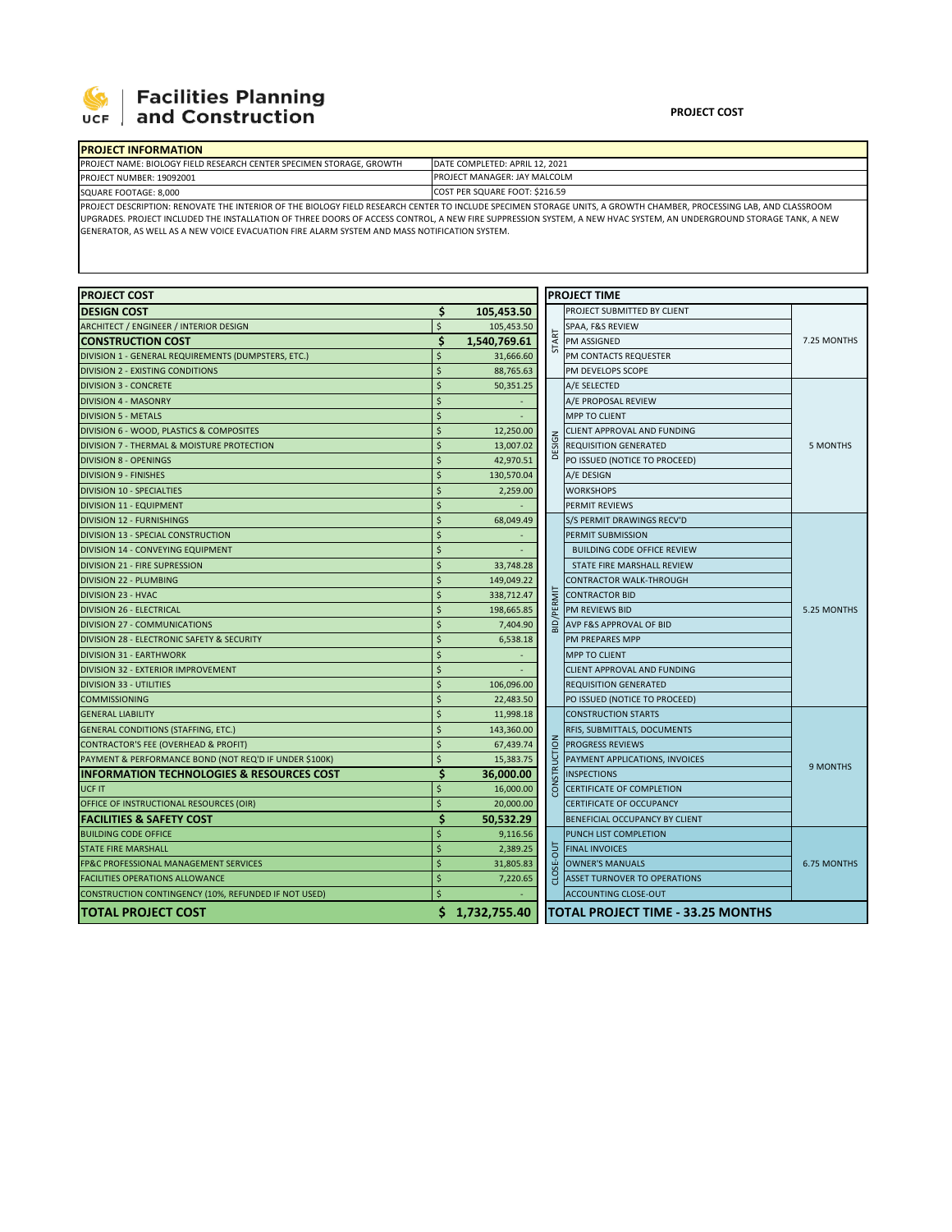# Facilities Planning and Construction

**PROJECT COST**

| **PROJECT INFORMATION** | |
|---|---|
| PROJECT NAME: BIOLOGY FIELD RESEARCH CENTER SPECIMEN STORAGE, GROWTH | DATE COMPLETED: APRIL 12, 2021 |
| PROJECT NUMBER: 19092001 | PROJECT MANAGER: JAY MALCOLM |
| SQUARE FOOTAGE: 8,000 | COST PER SQUARE FOOT: $216.59 |

PROJECT DESCRIPTION: RENOVATE THE INTERIOR OF THE BIOLOGY FIELD RESEARCH CENTER TO INCLUDE SPECIMEN STORAGE UNITS, A GROWTH CHAMBER, PROCESSING LAB, AND CLASSROOM UPGRADES. PROJECT INCLUDED THE INSTALLATION OF THREE DOORS OF ACCESS CONTROL, A NEW FIRE SUPPRESSION SYSTEM, A NEW HVAC SYSTEM, AN UNDERGROUND STORAGE TANK, A NEW GENERATOR, AS WELL AS A NEW VOICE EVACUATION FIRE ALARM SYSTEM AND MASS NOTIFICATION SYSTEM.

| **PROJECT COST** | | **PROJECT TIME** | | |
|---|---|---|---|---|
| **DESIGN COST** | **$ 105,453.50** | START | PROJECT SUBMITTED BY CLIENT | 7.25 MONTHS |
| ARCHITECT / ENGINEER / INTERIOR DESIGN | $ 105,453.50 | | SPAA, F&S REVIEW | |
| **CONSTRUCTION COST** | **$ 1,540,769.61** | | PM ASSIGNED | |
| DIVISION 1 - GENERAL REQUIREMENTS (DUMPSTERS, ETC.) | $ 31,666.60 | | PM CONTACTS REQUESTER | |
| DIVISION 2 - EXISTING CONDITIONS | $ 88,765.63 | | PM DEVELOPS SCOPE | |
| DIVISION 3 - CONCRETE | $ 50,351.25 | DESIGN | A/E SELECTED | 5 MONTHS |
| DIVISION 4 - MASONRY | $ - | | A/E PROPOSAL REVIEW | |
| DIVISION 5 - METALS | $ - | | MPP TO CLIENT | |
| DIVISION 6 - WOOD, PLASTICS & COMPOSITES | $ 12,250.00 | | CLIENT APPROVAL AND FUNDING | |
| DIVISION 7 - THERMAL & MOISTURE PROTECTION | $ 13,007.02 | | REQUISITION GENERATED | |
| DIVISION 8 - OPENINGS | $ 42,970.51 | | PO ISSUED (NOTICE TO PROCEED) | |
| DIVISION 9 - FINISHES | $ 130,570.04 | | A/E DESIGN | |
| DIVISION 10 - SPECIALTIES | $ 2,259.00 | | WORKSHOPS | |
| DIVISION 11 - EQUIPMENT | $ - | | PERMIT REVIEWS | |
| DIVISION 12 - FURNISHINGS | $ 68,049.49 | BID/PERMIT | S/S PERMIT DRAWINGS RECV'D | 5.25 MONTHS |
| DIVISION 13 - SPECIAL CONSTRUCTION | $ - | | PERMIT SUBMISSION | |
| DIVISION 14 - CONVEYING EQUIPMENT | $ - | | BUILDING CODE OFFICE REVIEW | |
| DIVISION 21 - FIRE SUPRESSION | $ 33,748.28 | | STATE FIRE MARSHALL REVIEW | |
| DIVISION 22 - PLUMBING | $ 149,049.22 | | CONTRACTOR WALK-THROUGH | |
| DIVISION 23 - HVAC | $ 338,712.47 | | CONTRACTOR BID | |
| DIVISION 26 - ELECTRICAL | $ 198,665.85 | | PM REVIEWS BID | |
| DIVISION 27 - COMMUNICATIONS | $ 7,404.90 | | AVP F&S APPROVAL OF BID | |
| DIVISION 28 - ELECTRONIC SAFETY & SECURITY | $ 6,538.18 | | PM PREPARES MPP | |
| DIVISION 31 - EARTHWORK | $ - | | MPP TO CLIENT | |
| DIVISION 32 - EXTERIOR IMPROVEMENT | $ - | | CLIENT APPROVAL AND FUNDING | |
| DIVISION 33 - UTILITIES | $ 106,096.00 | | REQUISITION GENERATED | |
| COMMISSIONING | $ 22,483.50 | | PO ISSUED (NOTICE TO PROCEED) | |
| GENERAL LIABILITY | $ 11,998.18 | CONSTRUCTION | CONSTRUCTION STARTS | 9 MONTHS |
| GENERAL CONDITIONS (STAFFING, ETC.) | $ 143,360.00 | | RFIS, SUBMITTALS, DOCUMENTS | |
| CONTRACTOR'S FEE (OVERHEAD & PROFIT) | $ 67,439.74 | | PROGRESS REVIEWS | |
| PAYMENT & PERFORMANCE BOND (NOT REQ'D IF UNDER $100K) | $ 15,383.75 | | PAYMENT APPLICATIONS, INVOICES | |
| **INFORMATION TECHNOLOGIES & RESOURCES COST** | **$ 36,000.00** | | INSPECTIONS | |
| UCF IT | $ 16,000.00 | | CERTIFICATE OF COMPLETION | |
| OFFICE OF INSTRUCTIONAL RESOURCES (OIR) | $ 20,000.00 | | CERTIFICATE OF OCCUPANCY | |
| **FACILITIES & SAFETY COST** | **$ 50,532.29** | | BENEFICIAL OCCUPANCY BY CLIENT | |
| BUILDING CODE OFFICE | $ 9,116.56 | CLOSE-OUT | PUNCH LIST COMPLETION | 6.75 MONTHS |
| STATE FIRE MARSHALL | $ 2,389.25 | | FINAL INVOICES | |
| FP&C PROFESSIONAL MANAGEMENT SERVICES | $ 31,805.83 | | OWNER'S MANUALS | |
| FACILITIES OPERATIONS ALLOWANCE | $ 7,220.65 | | ASSET TURNOVER TO OPERATIONS | |
| CONSTRUCTION CONTINGENCY (10%, REFUNDED IF NOT USED) | $ - | | ACCOUNTING CLOSE-OUT | |
| **TOTAL PROJECT COST** | **$ 1,732,755.40** | **TOTAL PROJECT TIME - 33.25 MONTHS** | | |